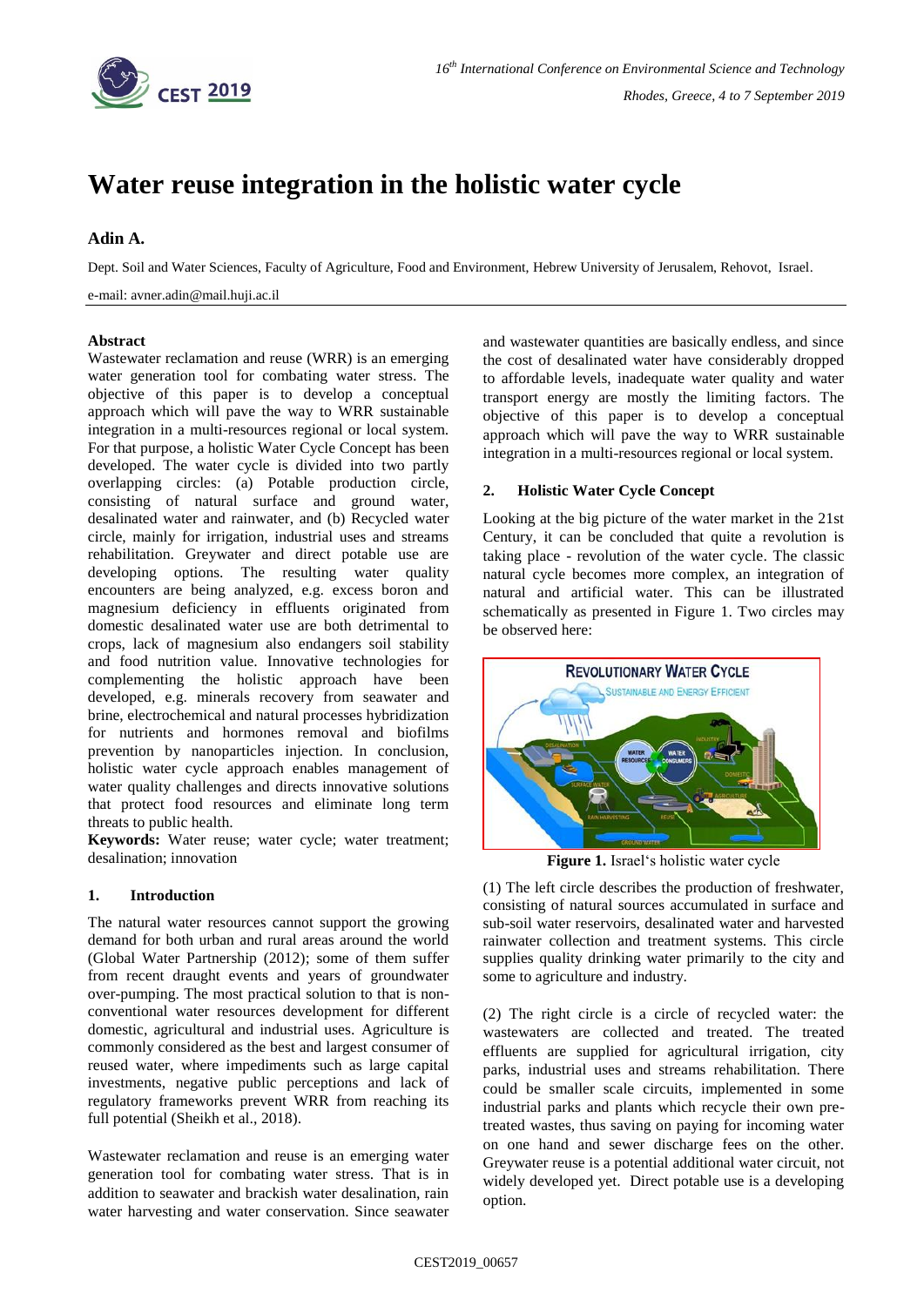# Water reuse integration in the holistic water cycle

## Adin A.

Dept. Soil and Water Sciences, Faculty of Agriculture, Food and Environment, Hebrew University of Jerusalem, Rehovot, Israel.

e-mail: avner.adin@mail.huji.ac.il

### Abstract

Wastewater reclamation and reuse (WRR) is an emerging water generation tool for combating water stress. The objective of this paper is to develop a conceptual approach which will pave the way to WRR sustainable integration in a multi-resources regional or local system. For that purpose, a holistic Water Cycle Concept has been developed. The water cycle is divided into two partly overlapping circles: (a) Potable production circle, consisting of natural surface and ground water, desalinated water and rainwater, and (b) Recycled water circle, mainly for irrigation, industrial uses and streams rehabilitation. Greywater and direct potable use are developing options. The resulting water quality encounters are being analyzed, e.g. excess boron and magnesium deficiency in effluents originated from domestic desalinated water use are both detrimental to crops, lack of magnesium also endangers soil stability and food nutrition value. Innovative technologies for complementing the holistic approach have been developed, e.g. minerals recovery from seawater and brine, electrochemical and natural processes hybridization for nutrients and hormones removal and biofilms prevention by nanoparticles injection. In conclusion, holistic water cycle approach enables management of water quality challenges and directs innovative solutions that protect food resources and eliminate long term threats to public health.

**Keywords:** Water reuse; water cycle; water treatment; desalination; innovation

### 1. Introduction

The natural water resources cannot support the growing demand for both urban and rural areas around the world (Global Water Partnership (2012); some of them suffer from recent draught events and years of groundwater over-pumping. The most practical solution to that is non-conventional water resources development for different domestic, agricultural and industrial uses. Agriculture is commonly considered as the best and largest consumer of reused water, where impediments such as large capital investments, negative public perceptions and lack of regulatory frameworks prevent WRR from reaching its full potential (Sheikh et al., 2018).

Wastewater reclamation and reuse is an emerging water generation tool for combating water stress. That is in addition to seawater and brackish water desalination, rain water harvesting and water conservation. Since seawater and wastewater quantities are basically endless, and since the cost of desalinated water have considerably dropped to affordable levels, inadequate water quality and water transport energy are mostly the limiting factors. The objective of this paper is to develop a conceptual approach which will pave the way to WRR sustainable integration in a multi-resources regional or local system.

### 2. Holistic Water Cycle Concept

Looking at the big picture of the water market in the 21st Century, it can be concluded that quite a revolution is taking place - revolution of the water cycle. The classic natural cycle becomes more complex, an integration of natural and artificial water. This can be illustrated schematically as presented in Figure 1. Two circles may be observed here:

**Figure 1.** Israel's holistic water cycle

(1) The left circle describes the production of freshwater, consisting of natural sources accumulated in surface and sub-soil water reservoirs, desalinated water and harvested rainwater collection and treatment systems. This circle supplies quality drinking water primarily to the city and some to agriculture and industry.

(2) The right circle is a circle of recycled water: the wastewaters are collected and treated. The treated effluents are supplied for agricultural irrigation, city parks, industrial uses and streams rehabilitation. There could be smaller scale circuits, implemented in some industrial parks and plants which recycle their own pre-treated wastes, thus saving on paying for incoming water on one hand and sewer discharge fees on the other. Greywater reuse is a potential additional water circuit, not widely developed yet. Direct potable use is a developing option.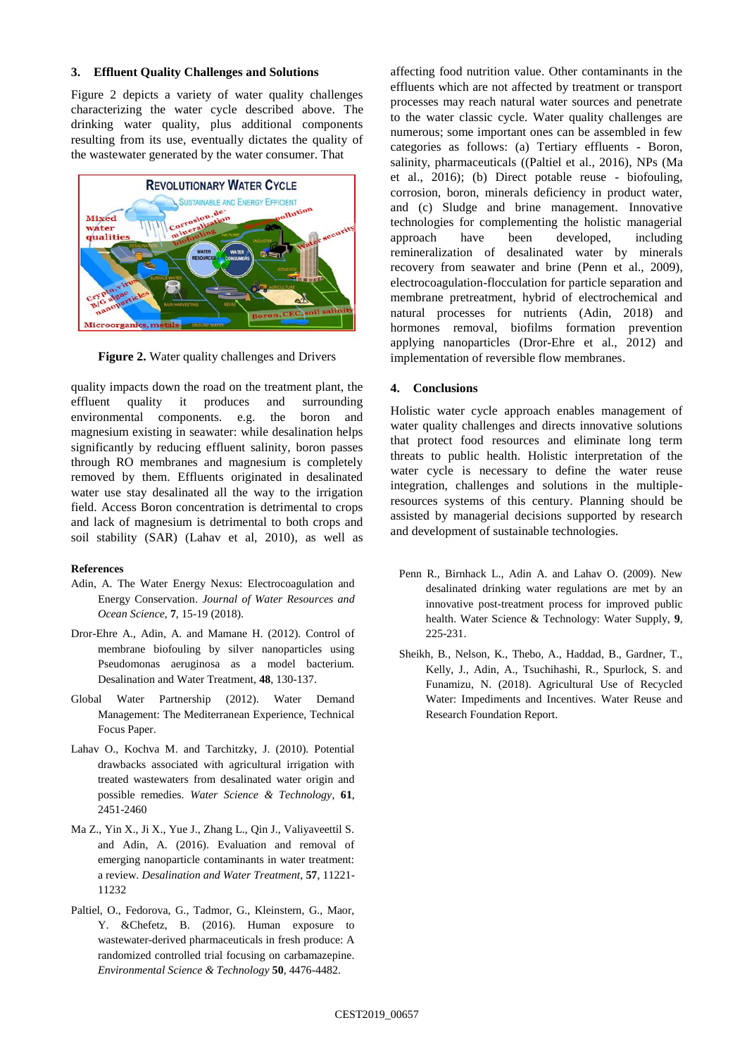## 3. Effluent Quality Challenges and Solutions

Figure 2 depicts a variety of water quality challenges characterizing the water cycle described above. The drinking water quality, plus additional components resulting from its use, eventually dictates the quality of the wastewater generated by the water consumer. That quality impacts down the road on the treatment plant, the effluent quality it produces and surrounding environmental components. e.g. the boron and magnesium existing in seawater: while desalination helps significantly by reducing effluent salinity, boron passes through RO membranes and magnesium is completely removed by them. Effluents originated in desalinated water use stay desalinated all the way to the irrigation field. Access Boron concentration is detrimental to crops and lack of magnesium is detrimental to both crops and soil stability (SAR) (Lahav et al, 2010), as well as affecting food nutrition value. Other contaminants in the effluents which are not affected by treatment or transport processes may reach natural water sources and penetrate to the water classic cycle. Water quality challenges are numerous; some important ones can be assembled in few categories as follows: (a) Tertiary effluents - Boron, salinity, pharmaceuticals ((Paltiel et al., 2016), NPs (Ma et al., 2016); (b) Direct potable reuse - biofouling, corrosion, boron, minerals deficiency in product water, and (c) Sludge and brine management. Innovative technologies for complementing the holistic managerial approach have been developed, including remineralization of desalinated water by minerals recovery from seawater and brine (Penn et al., 2009), electrocoagulation-flocculation for particle separation and membrane pretreatment, hybrid of electrochemical and natural processes for nutrients (Adin, 2018) and hormones removal, biofilms formation prevention applying nanoparticles (Dror-Ehre et al., 2012) and implementation of reversible flow membranes.

REVOLUTIONARY WATER CYCLE
SUSTAINABLE AND ENERGY EFFICIENT
Mixed water qualities
Corrosion, de-mineralization biofouling
pollution
Water security
Crypto, virus, B/G algae nanoparticles
Microorganics, metals
Boron, CEC, soil salinity
WATER RESOURCES
WATER CONSUMERS
DESALINATION
INDUSTRY
DOMESTIC
AGRICULTURE
SURFACE WATER
RAIN HARVESTING
REUSE
GROUND WATER

**Figure 2.** Water quality challenges and Drivers

## 4. Conclusions

Holistic water cycle approach enables management of water quality challenges and directs innovative solutions that protect food resources and eliminate long term threats to public health. Holistic interpretation of the water cycle is necessary to define the water reuse integration, challenges and solutions in the multiple-resources systems of this century. Planning should be assisted by managerial decisions supported by research and development of sustainable technologies.

### References

Adin, A. The Water Energy Nexus: Electrocoagulation and Energy Conservation. *Journal of Water Resources and Ocean Science*, **7**, 15-19 (2018).

Dror-Ehre A., Adin, A. and Mamane H. (2012). Control of membrane biofouling by silver nanoparticles using Pseudomonas aeruginosa as a model bacterium. Desalination and Water Treatment, **48**, 130-137.

Global Water Partnership (2012). Water Demand Management: The Mediterranean Experience, Technical Focus Paper.

Lahav O., Kochva M. and Tarchitzky, J. (2010). Potential drawbacks associated with agricultural irrigation with treated wastewaters from desalinated water origin and possible remedies. *Water Science & Technology*, **61**, 2451-2460

Ma Z., Yin X., Ji X., Yue J., Zhang L., Qin J., Valiyaveettil S. and Adin, A. (2016). Evaluation and removal of emerging nanoparticle contaminants in water treatment: a review. *Desalination and Water Treatment*, **57**, 11221-11232

Paltiel, O., Fedorova, G., Tadmor, G., Kleinstern, G., Maor, Y. &Chefetz, B. (2016). Human exposure to wastewater-derived pharmaceuticals in fresh produce: A randomized controlled trial focusing on carbamazepine. *Environmental Science & Technology* **50**, 4476-4482.

Penn R., Birnhack L., Adin A. and Lahav O. (2009). New desalinated drinking water regulations are met by an innovative post-treatment process for improved public health. Water Science & Technology: Water Supply, **9**, 225-231.

Sheikh, B., Nelson, K., Thebo, A., Haddad, B., Gardner, T., Kelly, J., Adin, A., Tsuchihashi, R., Spurlock, S. and Funamizu, N. (2018). Agricultural Use of Recycled Water: Impediments and Incentives. Water Reuse and Research Foundation Report.